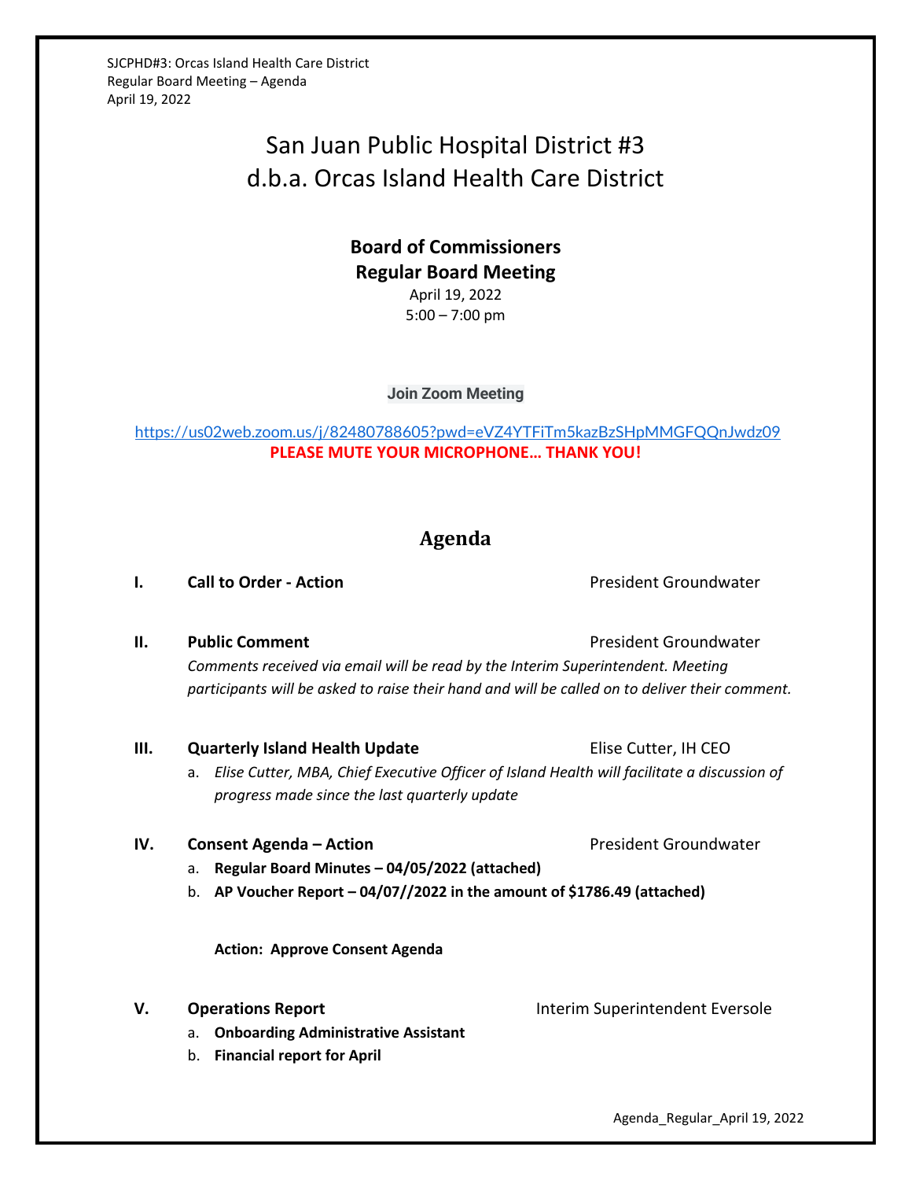# San Juan Public Hospital District #3
# d.b.a. Orcas Island Health Care District

**Board of Commissioners**
**Regular Board Meeting**
April 19, 2022
5:00 – 7:00 pm

**Join Zoom Meeting**

https://us02web.zoom.us/j/82480788605?pwd=eVZ4YTFiTm5kazBzSHpMMGFQQnJwdz09

**PLEASE MUTE YOUR MICROPHONE… THANK YOU!**

## Agenda

**I. Call to Order - Action** — President Groundwater

**II. Public Comment** — President Groundwater

*Comments received via email will be read by the Interim Superintendent. Meeting participants will be asked to raise their hand and will be called on to deliver their comment.*

**III. Quarterly Island Health Update** — Elise Cutter, IH CEO

a. *Elise Cutter, MBA, Chief Executive Officer of Island Health will facilitate a discussion of progress made since the last quarterly update*

**IV. Consent Agenda – Action** — President Groundwater

a. **Regular Board Minutes – 04/05/2022 (attached)**
b. **AP Voucher Report – 04/07//2022 in the amount of $1786.49 (attached)**

**Action: Approve Consent Agenda**

**V. Operations Report** — Interim Superintendent Eversole

a. **Onboarding Administrative Assistant**
b. **Financial report for April**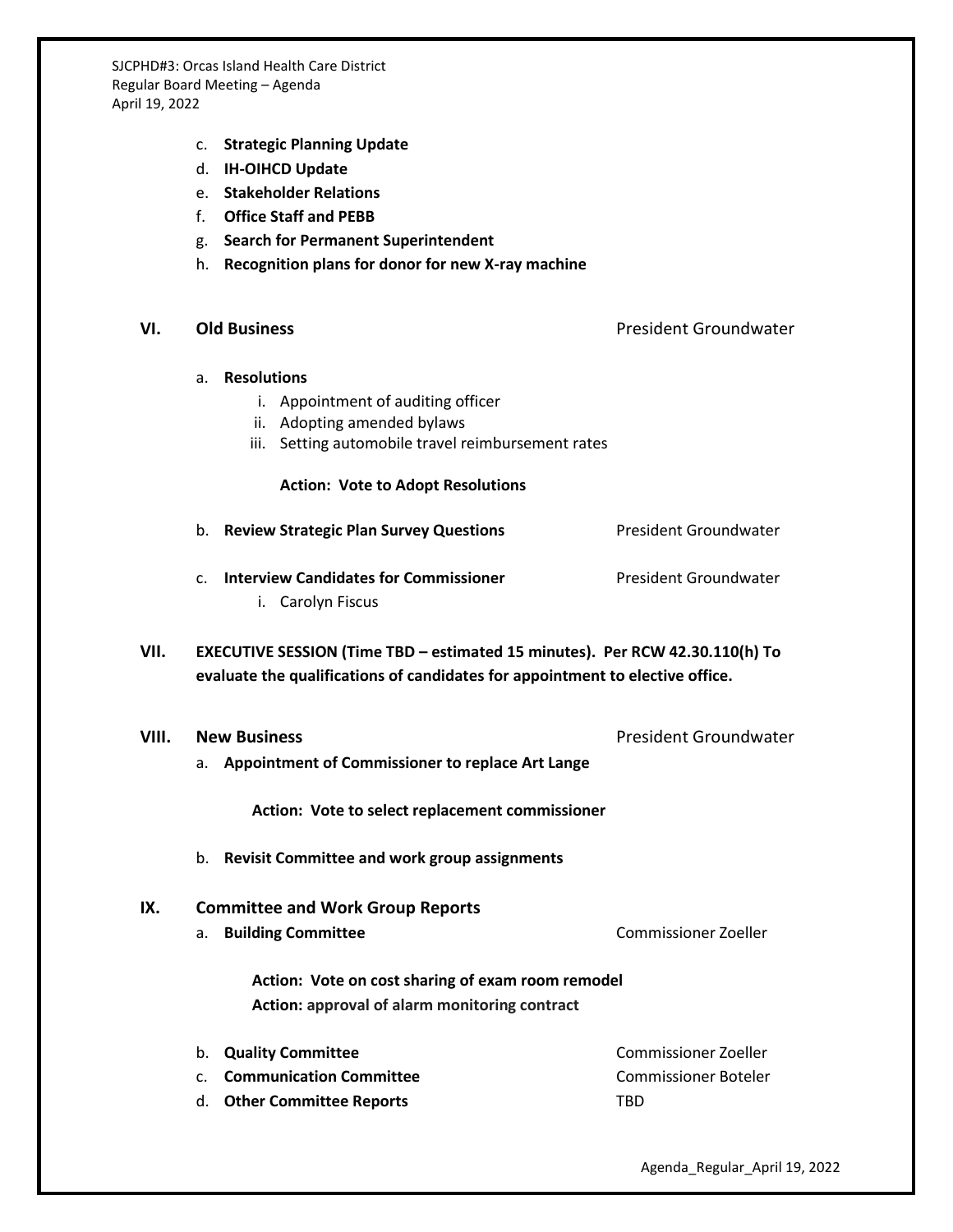c. **Strategic Planning Update**
d. **IH-OIHCD Update**
e. **Stakeholder Relations**
f. **Office Staff and PEBB**
g. **Search for Permanent Superintendent**
h. **Recognition plans for donor for new X-ray machine**

## VI. Old Business — President Groundwater

a. **Resolutions**
   i. Appointment of auditing officer
   ii. Adopting amended bylaws
   iii. Setting automobile travel reimbursement rates

   **Action: Vote to Adopt Resolutions**

b. **Review Strategic Plan Survey Questions** — President Groundwater

c. **Interview Candidates for Commissioner** — President Groundwater
   i. Carolyn Fiscus

## VII. EXECUTIVE SESSION (Time TBD – estimated 15 minutes). Per RCW 42.30.110(h) To evaluate the qualifications of candidates for appointment to elective office.

## VIII. New Business — President Groundwater

a. **Appointment of Commissioner to replace Art Lange**

   **Action: Vote to select replacement commissioner**

b. **Revisit Committee and work group assignments**

## IX. Committee and Work Group Reports

a. **Building Committee** — Commissioner Zoeller

   **Action: Vote on cost sharing of exam room remodel**
   **Action: approval of alarm monitoring contract**

b. **Quality Committee** — Commissioner Zoeller
c. **Communication Committee** — Commissioner Boteler
d. **Other Committee Reports** — TBD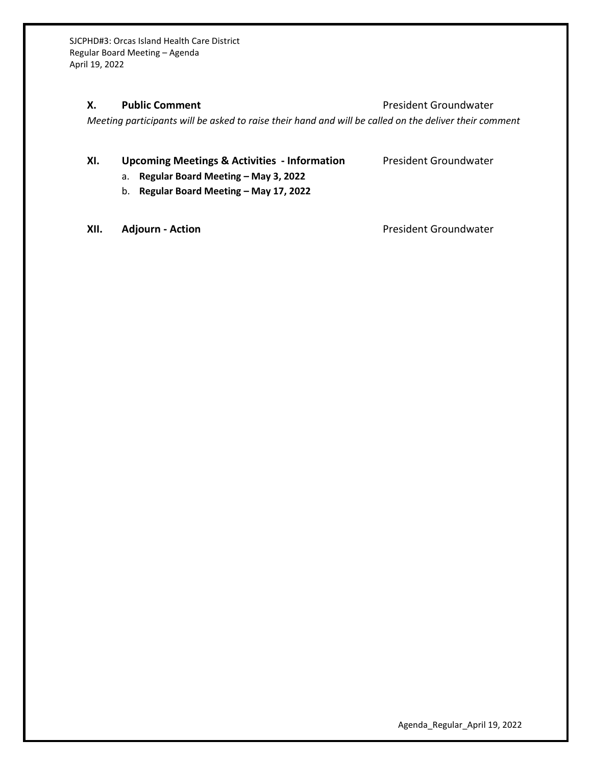**X. Public Comment** President Groundwater

*Meeting participants will be asked to raise their hand and will be called on the deliver their comment*

**XI. Upcoming Meetings & Activities - Information** President Groundwater

a. **Regular Board Meeting – May 3, 2022**
b. **Regular Board Meeting – May 17, 2022**

**XII. Adjourn - Action** President Groundwater